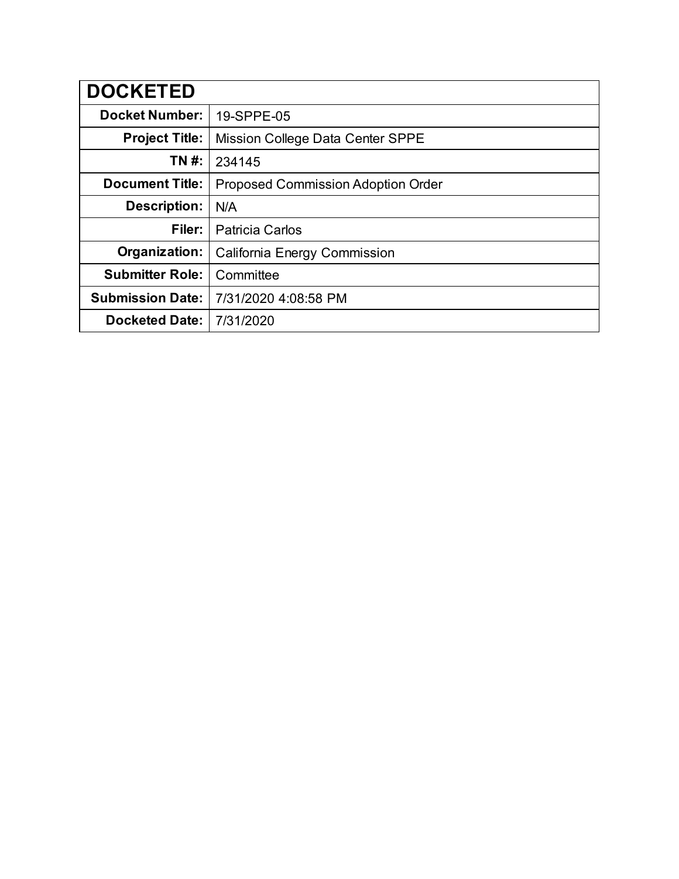| DOCKETED | |
|---|---|
| **Docket Number:** | 19-SPPE-05 |
| **Project Title:** | Mission College Data Center SPPE |
| **TN #:** | 234145 |
| **Document Title:** | Proposed Commission Adoption Order |
| **Description:** | N/A |
| **Filer:** | Patricia Carlos |
| **Organization:** | California Energy Commission |
| **Submitter Role:** | Committee |
| **Submission Date:** | 7/31/2020 4:08:58 PM |
| **Docketed Date:** | 7/31/2020 |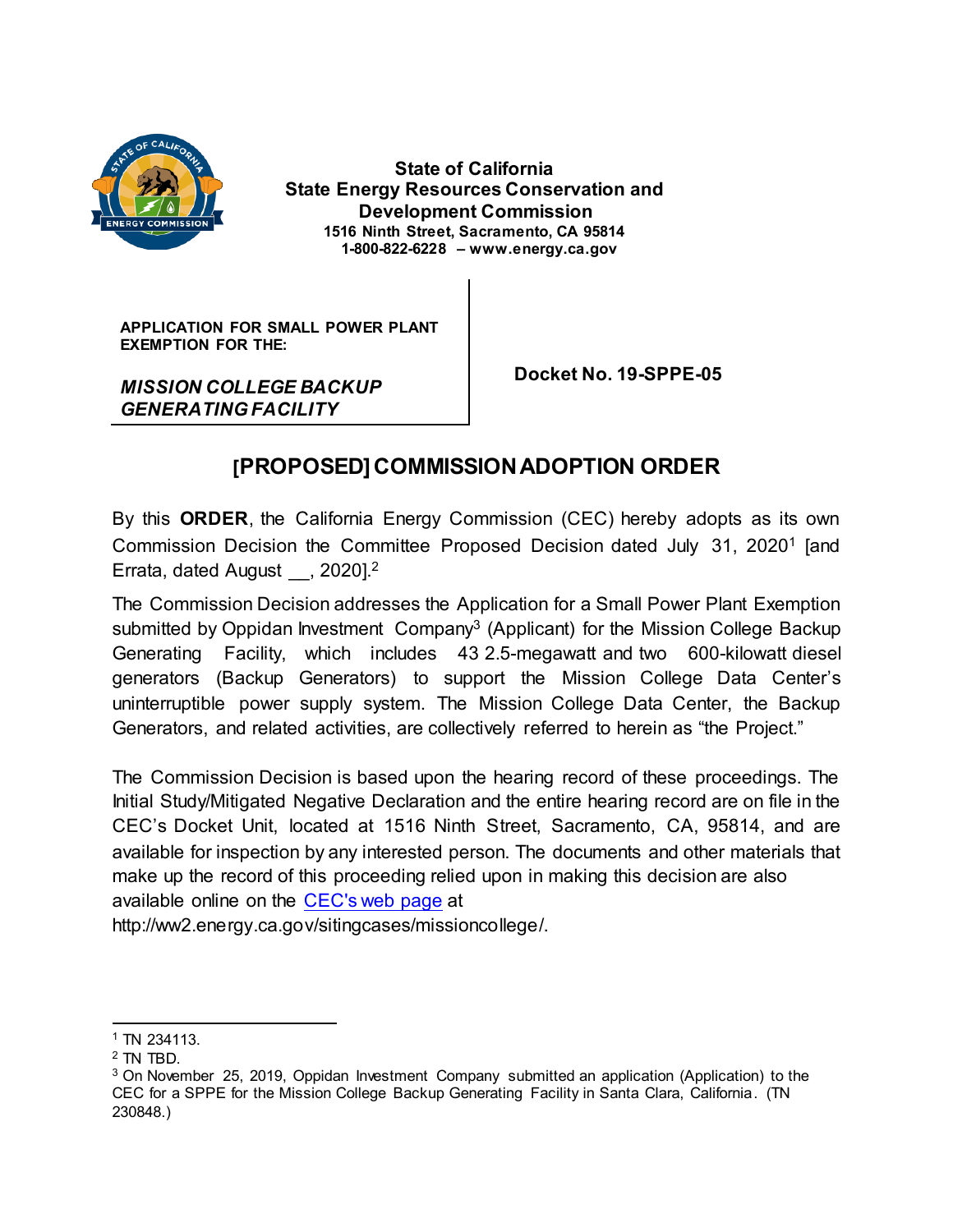State of California
State Energy Resources Conservation and
Development Commission
1516 Ninth Street, Sacramento, CA 95814
1-800-822-6228 – www.energy.ca.gov

| APPLICATION FOR SMALL POWER PLANT EXEMPTION FOR THE: *MISSION COLLEGE BACKUP GENERATING FACILITY* | Docket No. 19-SPPE-05 |
| --- | --- |

# [PROPOSED] COMMISSION ADOPTION ORDER

By this **ORDER**, the California Energy Commission (CEC) hereby adopts as its own Commission Decision the Committee Proposed Decision dated July 31, 2020[1] [and Errata, dated August __, 2020].[2]

The Commission Decision addresses the Application for a Small Power Plant Exemption submitted by Oppidan Investment Company[3] (Applicant) for the Mission College Backup Generating Facility, which includes 43 2.5-megawatt and two 600-kilowatt diesel generators (Backup Generators) to support the Mission College Data Center's uninterruptible power supply system. The Mission College Data Center, the Backup Generators, and related activities, are collectively referred to herein as "the Project."

The Commission Decision is based upon the hearing record of these proceedings. The Initial Study/Mitigated Negative Declaration and the entire hearing record are on file in the CEC's Docket Unit, located at 1516 Ninth Street, Sacramento, CA, 95814, and are available for inspection by any interested person. The documents and other materials that make up the record of this proceeding relied upon in making this decision are also available online on the [CEC's web page](http://ww2.energy.ca.gov/sitingcases/missioncollege/) at http://ww2.energy.ca.gov/sitingcases/missioncollege/.

---

[1] TN 234113.

[2] TN TBD.

[3] On November 25, 2019, Oppidan Investment Company submitted an application (Application) to the CEC for a SPPE for the Mission College Backup Generating Facility in Santa Clara, California. (TN 230848.)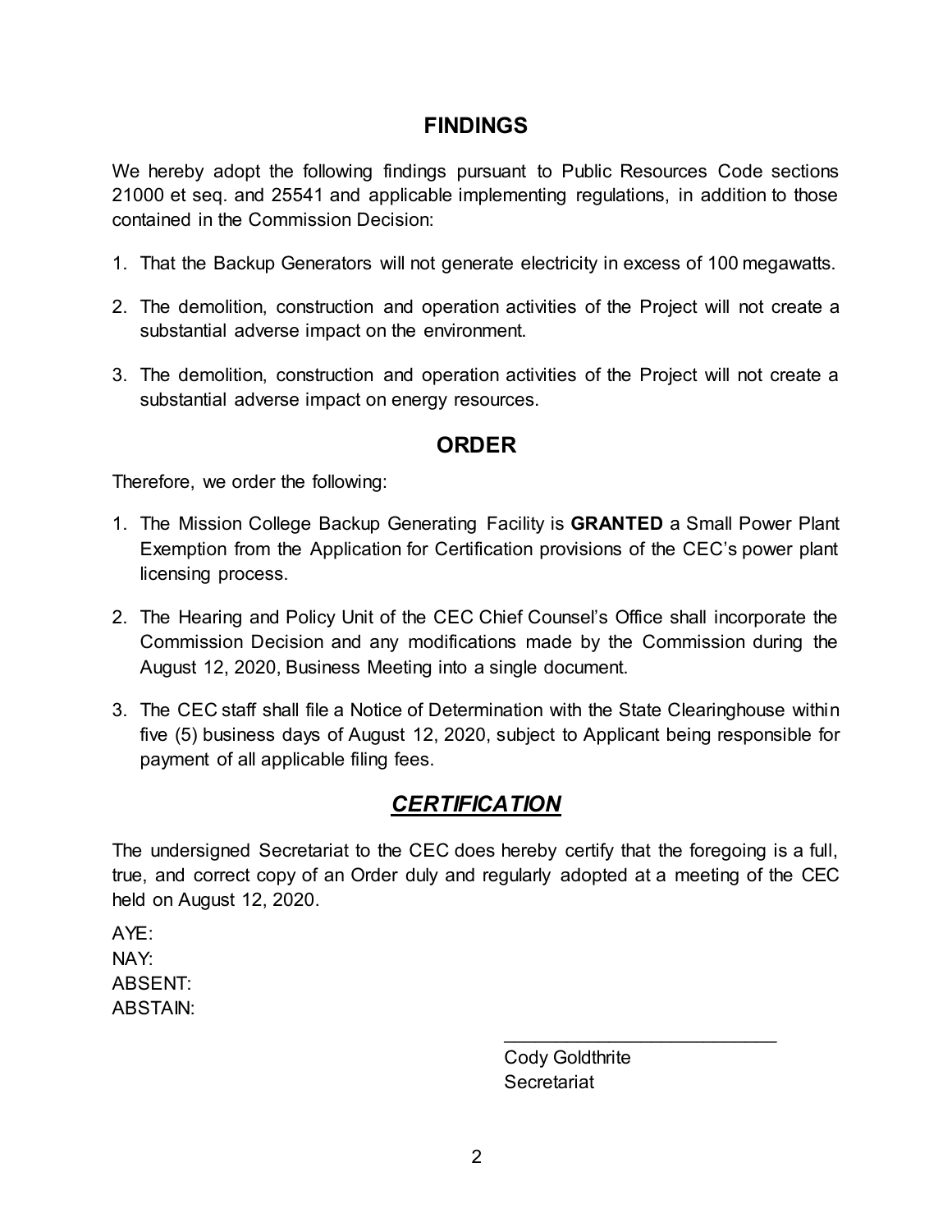## FINDINGS

We hereby adopt the following findings pursuant to Public Resources Code sections 21000 et seq. and 25541 and applicable implementing regulations, in addition to those contained in the Commission Decision:

1. That the Backup Generators will not generate electricity in excess of 100 megawatts.
2. The demolition, construction and operation activities of the Project will not create a substantial adverse impact on the environment.
3. The demolition, construction and operation activities of the Project will not create a substantial adverse impact on energy resources.

## ORDER

Therefore, we order the following:

1. The Mission College Backup Generating Facility is **GRANTED** a Small Power Plant Exemption from the Application for Certification provisions of the CEC's power plant licensing process.
2. The Hearing and Policy Unit of the CEC Chief Counsel's Office shall incorporate the Commission Decision and any modifications made by the Commission during the August 12, 2020, Business Meeting into a single document.
3. The CEC staff shall file a Notice of Determination with the State Clearinghouse within five (5) business days of August 12, 2020, subject to Applicant being responsible for payment of all applicable filing fees.

## ***CERTIFICATION***

The undersigned Secretariat to the CEC does hereby certify that the foregoing is a full, true, and correct copy of an Order duly and regularly adopted at a meeting of the CEC held on August 12, 2020.

AYE:
NAY:
ABSENT:
ABSTAIN:

___________________________
Cody Goldthrite
Secretariat